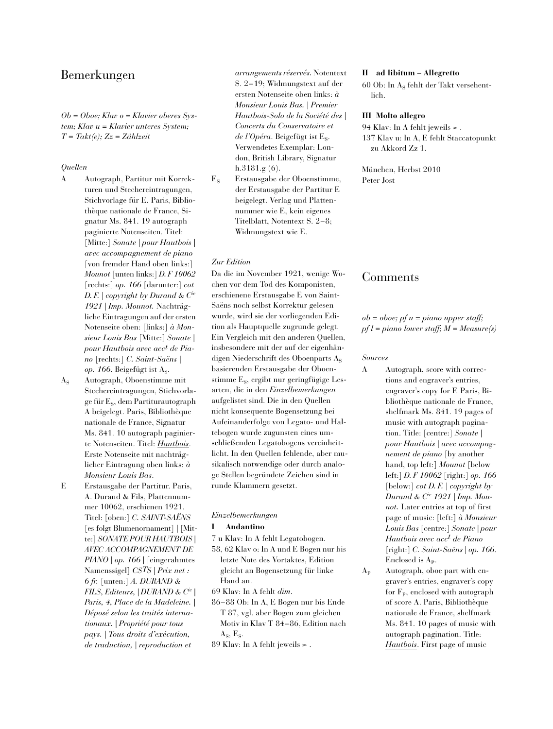# Bemerkungen

*Ob = Oboe; Klav o = Klavier oberes System; Klav u = Klavier unteres System; T = Takt(e); Zz = Zählzeit*

*Quellen*

A Autograph, Partitur mit Korrekturen und Stechereintragungen, Stichvorlage für E. Paris, Bibliothèque nationale de France, Signatur Ms. 841. 19 autograph paginierte Notenseiten. Titel: [Mitte:] *Sonate | pour Hautbois | avec accompagnement de piano* [von fremder Hand oben links:] *Mounot* [unten links:] *D. F 10062* [rechts:] *op. 166* [darunter:] *cot D. F. | copyright by Durand & C^ie 1921 | Imp. Mounot.* Nachträgliche Eintragungen auf der ersten Notenseite oben: [links:] *à Monsieur Louis Bas* [Mitte:] *Sonate | pour Hautbois avec acc^t de Piano* [rechts:] *C. Saint-Saëns | op. 166.* Beigefügt ist $A_S$.

$A_S$ Autograph, Oboenstimme mit Stechereintragungen, Stichvorlage für $E_S$, dem Partiturautograph A beigelegt. Paris, Bibliothèque nationale de France, Signatur Ms. 841. 10 autograph paginierte Notenseiten. Titel: Hautbois. Erste Notenseite mit nachträglicher Eintragung oben links: *à Monsieur Louis Bas.*

E Erstausgabe der Partitur. Paris, A. Durand & Fils, Plattennummer 10062, erschienen 1921. Titel: [oben:] *C. SAINT-SAËNS* [es folgt Blumenornament] | [Mitte:] *SONATE POUR HAUTBOIS | AVEC ACCOMPAGNEMENT DE PIANO | op. 166* | [eingerahmtes Namenssigel] *CS^TS | Prix net : 6 fr.* [unten:] *A. DURAND & FILS, Editeurs, | DURAND & C^ie | Paris, 4, Place de la Madeleine. | Déposé selon les traités internationaux. | Propriété pour tous pays. | Tous droits d'exécution, de traduction, | reproduction et arrangements réservés.* Notentext S. 2–19; Widmungstext auf der ersten Notenseite oben links: *à Monsieur Louis Bas. | Premier Hautbois-Solo de la Société des | Concerts du Conservatoire et de l'Opéra.* Beigefügt ist $E_S$. Verwendetes Exemplar: London, British Library, Signatur h.3181.g (6).

$E_S$ Erstausgabe der Oboenstimme, der Erstausgabe der Partitur E beigelegt. Verlag und Plattennummer wie E, kein eigenes Titelblatt, Notentext S. 2–8; Widmungstext wie E.

*Zur Edition*

Da die im November 1921, wenige Wochen vor dem Tod des Komponisten, erschienene Erstausgabe E von Saint-Saëns noch selbst Korrektur gelesen wurde, wird sie der vorliegenden Edition als Hauptquelle zugrunde gelegt. Ein Vergleich mit den anderen Quellen, insbesondere mit der auf der eigenhändigen Niederschrift des Oboenparts $A_S$ basierenden Erstausgabe der Oboenstimme $E_S$, ergibt nur geringfügige Lesarten, die in den *Einzelbemerkungen* aufgelistet sind. Die in den Quellen nicht konsequente Bogensetzung bei Aufeinanderfolge von Legato- und Haltebogen wurde zugunsten eines umschließenden Legatobogens vereinheitlicht. In den Quellen fehlende, aber musikalisch notwendige oder durch analoge Stellen begründete Zeichen sind in runde Klammern gesetzt.

*Einzelbemerkungen*

**I Andantino**

7 u Klav: In A fehlt Legatobogen.

58, 62 Klav o: In A und E Bogen nur bis letzte Note des Vortaktes, Edition gleicht an Bogensetzung für linke Hand an.

69 Klav: In A fehlt *dim.*

86–88 Ob: In A, E Bogen nur bis Ende T 87, vgl. aber Bogen zum gleichen Motiv in Klav T 84–86, Edition nach $A_S$, $E_S$.

89 Klav: In A fehlt jeweils > .

**II ad libitum – Allegretto**

60 Ob: In $A_S$ fehlt der Takt versehentlich.

**III Molto allegro**

94 Klav: In A fehlt jeweils > .

137 Klav u: In A, E fehlt Staccatopunkt zu Akkord Zz 1.

München, Herbst 2010
Peter Jost

# Comments

*ob = oboe; pf u = piano upper staff; pf l = piano lower staff; M = Measure(s)*

*Sources*

A Autograph, score with corrections and engraver's entries, engraver's copy for F. Paris, Bibliothèque nationale de France, shelfmark Ms. 841. 19 pages of music with autograph pagination. Title: [centre:] *Sonate | pour Hautbois | avec accompagnement de piano* [by another hand, top left:] *Mounot* [below left:] *D. F 10062* [right:] *op. 166* [below:] *cot D. F. | copyright by Durand & C^ie 1921 | Imp. Mounot.* Later entries at top of first page of music: [left:] *à Monsieur Louis Bas* [centre:] *Sonate | pour Hautbois avec acc^t de Piano* [right:] *C. Saint-Saëns | op. 166.* Enclosed is $A_P$.

$A_P$ Autograph, oboe part with engraver's entries, engraver's copy for $F_P$, enclosed with autograph of score A. Paris, Bibliothèque nationale de France, shelfmark Ms. 841. 10 pages of music with autograph pagination. Title: Hautbois. First page of music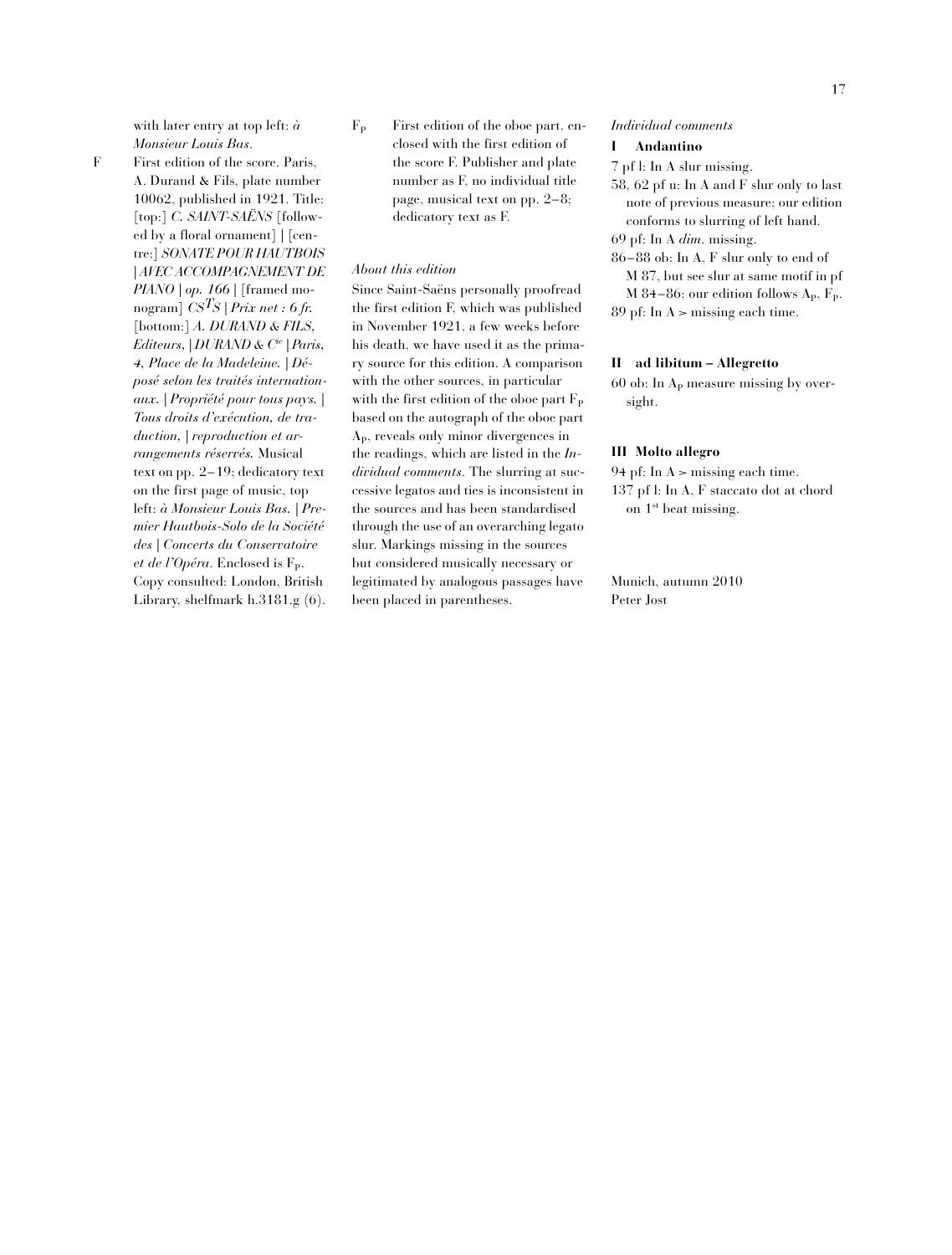with later entry at top left: *à Monsieur Louis Bas.*

F First edition of the score. Paris, A. Durand & Fils, plate number 10062, published in 1921. Title: [top:] *C. SAINT-SAËNS* [followed by a floral ornament] | [centre:] *SONATE POUR HAUTBOIS | AVEC ACCOMPAGNEMENT DE PIANO | op. 166* | [framed monogram] *CS$^{T}$S | Prix net : 6 fr.* [bottom:] *A. DURAND & FILS, Editeurs, | DURAND & C$^{ie}$ | Paris, 4, Place de la Madeleine. | Déposé selon les traités internationaux. | Propriété pour tous pays. | Tous droits d'exécution, de traduction, | reproduction et arrangements réservés.* Musical text on pp. 2–19; dedicatory text on the first page of music, top left: *à Monsieur Louis Bas. | Premier Hautbois-Solo de la Société des | Concerts du Conservatoire et de l'Opéra.* Enclosed is $F_P$. Copy consulted: London, British Library, shelfmark h.3181.g (6).

$F_P$ First edition of the oboe part, enclosed with the first edition of the score F. Publisher and plate number as F, no individual title page, musical text on pp. 2–8; dedicatory text as F.

*About this edition*

Since Saint-Saëns personally proofread the first edition F, which was published in November 1921, a few weeks before his death, we have used it as the primary source for this edition. A comparison with the other sources, in particular with the first edition of the oboe part $F_P$ based on the autograph of the oboe part $A_P$, reveals only minor divergences in the readings, which are listed in the *Individual comments*. The slurring at successive legatos and ties is inconsistent in the sources and has been standardised through the use of an overarching legato slur. Markings missing in the sources but considered musically necessary or legitimated by analogous passages have been placed in parentheses.

*Individual comments*

**I Andantino**

7 pf l: In A slur missing.
58, 62 pf u: In A and F slur only to last note of previous measure; our edition conforms to slurring of left hand.
69 pf: In A *dim.* missing.
86–88 ob: In A, F slur only to end of M 87, but see slur at same motif in pf M 84–86; our edition follows $A_P$, $F_P$.
89 pf: In A > missing each time.

**II ad libitum – Allegretto**

60 ob: In $A_P$ measure missing by oversight.

**III Molto allegro**

94 pf: In A > missing each time.
137 pf l: In A, F staccato dot at chord on 1st beat missing.

Munich, autumn 2010
Peter Jost